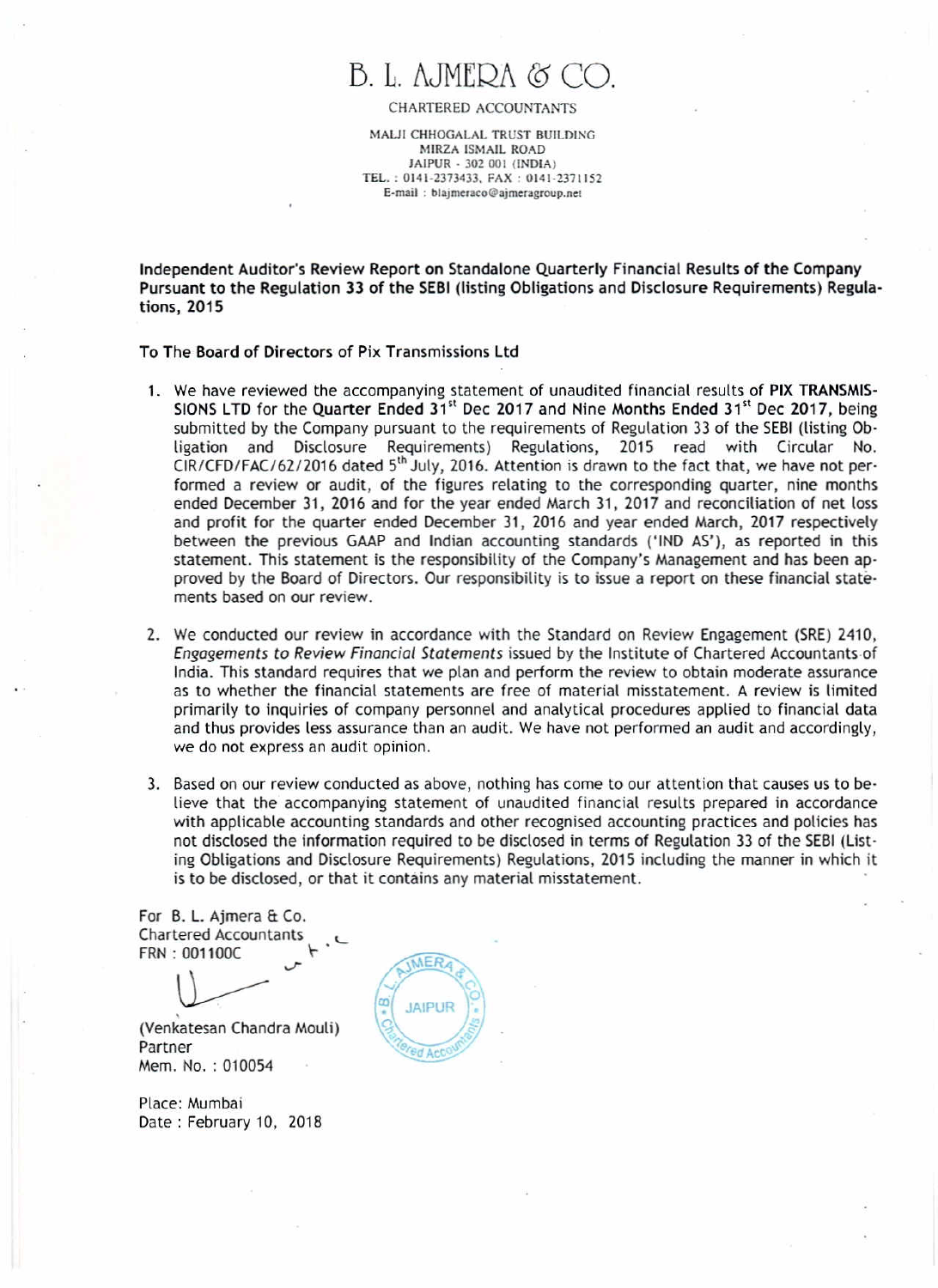# B. L. AJMERA & CO.

CHARTERED ACCOUNTANTS

MALJI CHHOGALAL TRUST BUILDING
MIRZA ISMAIL ROAD
JAIPUR - 302 001 (INDIA)
TEL. : 0141-2373433, FAX : 0141-2371152
E-mail : blajmeraco@ajmeragroup.net

**Independent Auditor's Review Report on Standalone Quarterly Financial Results of the Company Pursuant to the Regulation 33 of the SEBI (listing Obligations and Disclosure Requirements) Regulations, 2015**

**To The Board of Directors of Pix Transmissions Ltd**

1. We have reviewed the accompanying statement of unaudited financial results of **PIX TRANSMISSIONS LTD** for the **Quarter Ended 31st Dec 2017 and Nine Months Ended 31st Dec 2017**, being submitted by the Company pursuant to the requirements of Regulation 33 of the SEBI (listing Obligation and Disclosure Requirements) Regulations, 2015 read with Circular No. CIR/CFD/FAC/62/2016 dated 5th July, 2016. Attention is drawn to the fact that, we have not performed a review or audit, of the figures relating to the corresponding quarter, nine months ended December 31, 2016 and for the year ended March 31, 2017 and reconciliation of net loss and profit for the quarter ended December 31, 2016 and year ended March, 2017 respectively between the previous GAAP and Indian accounting standards ('IND AS'), as reported in this statement. This statement is the responsibility of the Company's Management and has been approved by the Board of Directors. Our responsibility is to issue a report on these financial statements based on our review.

2. We conducted our review in accordance with the Standard on Review Engagement (SRE) 2410, *Engagements to Review Financial Statements* issued by the Institute of Chartered Accountants of India. This standard requires that we plan and perform the review to obtain moderate assurance as to whether the financial statements are free of material misstatement. A review is limited primarily to inquiries of company personnel and analytical procedures applied to financial data and thus provides less assurance than an audit. We have not performed an audit and accordingly, we do not express an audit opinion.

3. Based on our review conducted as above, nothing has come to our attention that causes us to believe that the accompanying statement of unaudited financial results prepared in accordance with applicable accounting standards and other recognised accounting practices and policies has not disclosed the information required to be disclosed in terms of Regulation 33 of the SEBI (Listing Obligations and Disclosure Requirements) Regulations, 2015 including the manner in which it is to be disclosed, or that it contains any material misstatement.

For B. L. Ajmera & Co.
Chartered Accountants
FRN : 001100C

(Venkatesan Chandra Mouli)
Partner
Mem. No. : 010054

Place: Mumbai
Date : February 10, 2018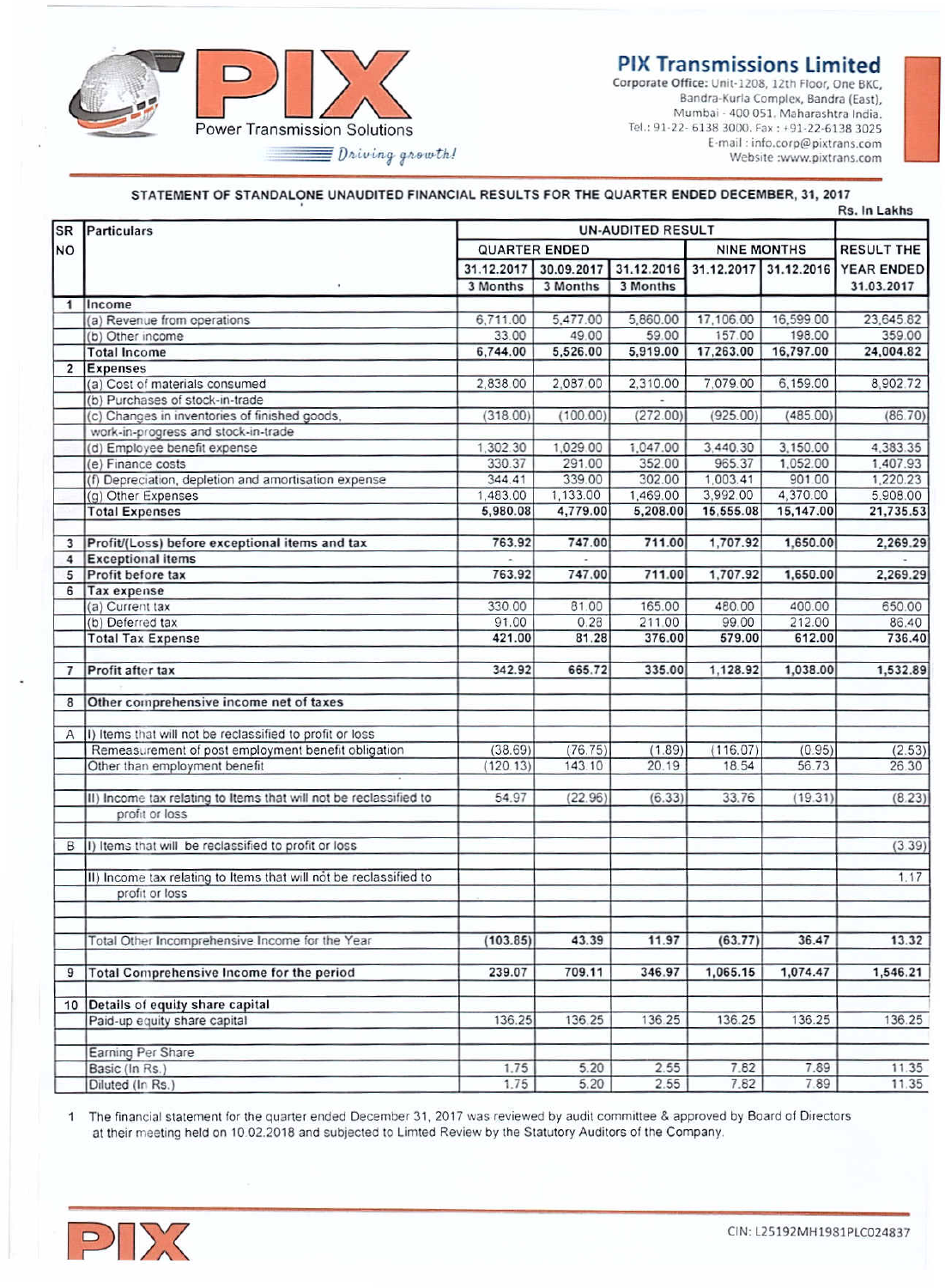PIX Power Transmission Solutions *Driving growth!*

## PIX Transmissions Limited

Corporate Office: Unit-1208, 12th Floor, One BKC, Bandra-Kurla Complex, Bandra (East), Mumbai - 400 051. Maharashtra India.
Tel.: 91-22- 6138 3000. Fax : +91-22-6138 3025
E-mail : info.corp@pixtrans.com
Website :www.pixtrans.com

### STATEMENT OF STANDALONE UNAUDITED FINANCIAL RESULTS FOR THE QUARTER ENDED DECEMBER, 31, 2017

Rs. In Lakhs

| SR NO | Particulars | UN-AUDITED RESULT | | | | | RESULT THE YEAR ENDED |
|---|---|---|---|---|---|---|---|
| | | QUARTER ENDED | | | NINE MONTHS | | |
| | | 31.12.2017 3 Months | 30.09.2017 3 Months | 31.12.2016 3 Months | 31.12.2017 | 31.12.2016 | 31.03.2017 |
| 1 | Income | | | | | | |
| | (a) Revenue from operations | 6,711.00 | 5,477.00 | 5,860.00 | 17,106.00 | 16,599.00 | 23,645.82 |
| | (b) Other income | 33.00 | 49.00 | 59.00 | 157.00 | 198.00 | 359.00 |
| | **Total Income** | **6,744.00** | **5,526.00** | **5,919.00** | **17,263.00** | **16,797.00** | **24,004.82** |
| 2 | **Expenses** | | | | | | |
| | (a) Cost of materials consumed | 2,838.00 | 2,087.00 | 2,310.00 | 7,079.00 | 6,159.00 | 8,902.72 |
| | (b) Purchases of stock-in-trade | | | - | | | |
| | (c) Changes in inventories of finished goods, work-in-progress and stock-in-trade | (318.00) | (100.00) | (272.00) | (925.00) | (485.00) | (86.70) |
| | (d) Employee benefit expense | 1,302.30 | 1,029.00 | 1,047.00 | 3,440.30 | 3,150.00 | 4,383.35 |
| | (e) Finance costs | 330.37 | 291.00 | 352.00 | 965.37 | 1,052.00 | 1,407.93 |
| | (f) Depreciation, depletion and amortisation expense | 344.41 | 339.00 | 302.00 | 1,003.41 | 901.00 | 1,220.23 |
| | (g) Other Expenses | 1,483.00 | 1,133.00 | 1,469.00 | 3,992.00 | 4,370.00 | 5,908.00 |
| | **Total Expenses** | **5,980.08** | **4,779.00** | **5,208.00** | **15,555.08** | **15,147.00** | **21,735.53** |
| 3 | **Profit/(Loss) before exceptional items and tax** | **763.92** | **747.00** | **711.00** | **1,707.92** | **1,650.00** | **2,269.29** |
| 4 | **Exceptional items** | - | - | | | | - |
| 5 | **Profit before tax** | **763.92** | **747.00** | **711.00** | **1,707.92** | **1,650.00** | **2,269.29** |
| 6 | **Tax expense** | | | | | | |
| | (a) Current tax | 330.00 | 81.00 | 165.00 | 480.00 | 400.00 | 650.00 |
| | (b) Deferred tax | 91.00 | 0.28 | 211.00 | 99.00 | 212.00 | 86.40 |
| | **Total Tax Expense** | **421.00** | **81.28** | **376.00** | **579.00** | **612.00** | **736.40** |
| 7 | **Profit after tax** | **342.92** | **665.72** | **335.00** | **1,128.92** | **1,038.00** | **1,532.89** |
| 8 | **Other comprehensive income net of taxes** | | | | | | |
| A | I) Items that will not be reclassified to profit or loss | | | | | | |
| | Remeasurement of post employment benefit obligation | (38.69) | (76.75) | (1.89) | (116.07) | (0.95) | (2.53) |
| | Other than employment benefit | (120.13) | 143.10 | 20.19 | 18.54 | 56.73 | 26.30 |
| | II) Income tax relating to Items that will not be reclassified to profit or loss | 54.97 | (22.96) | (6.33) | 33.76 | (19.31) | (8.23) |
| B | I) Items that will be reclassified to profit or loss | | | | | | (3.39) |
| | II) Income tax relating to Items that will not be reclassified to profit or loss | | | | | | 1.17 |
| | Total Other Incomprehensive Income for the Year | **(103.85)** | **43.39** | **11.97** | **(63.77)** | **36.47** | **13.32** |
| 9 | **Total Comprehensive Income for the period** | **239.07** | **709.11** | **346.97** | **1,065.15** | **1,074.47** | **1,546.21** |
| 10 | **Details of equity share capital** | | | | | | |
| | Paid-up equity share capital | 136.25 | 136.25 | 136.25 | 136.25 | 136.25 | 136.25 |
| | Earning Per Share | | | | | | |
| | Basic (In Rs.) | 1.75 | 5.20 | 2.55 | 7.82 | 7.89 | 11.35 |
| | Diluted (In Rs.) | 1.75 | 5.20 | 2.55 | 7.82 | 7.89 | 11.35 |

1 The financial statement for the quarter ended December 31, 2017 was reviewed by audit committee & approved by Board of Directors at their meeting held on 10.02.2018 and subjected to Limted Review by the Statutory Auditors of the Company.

CIN: L25192MH1981PLC024837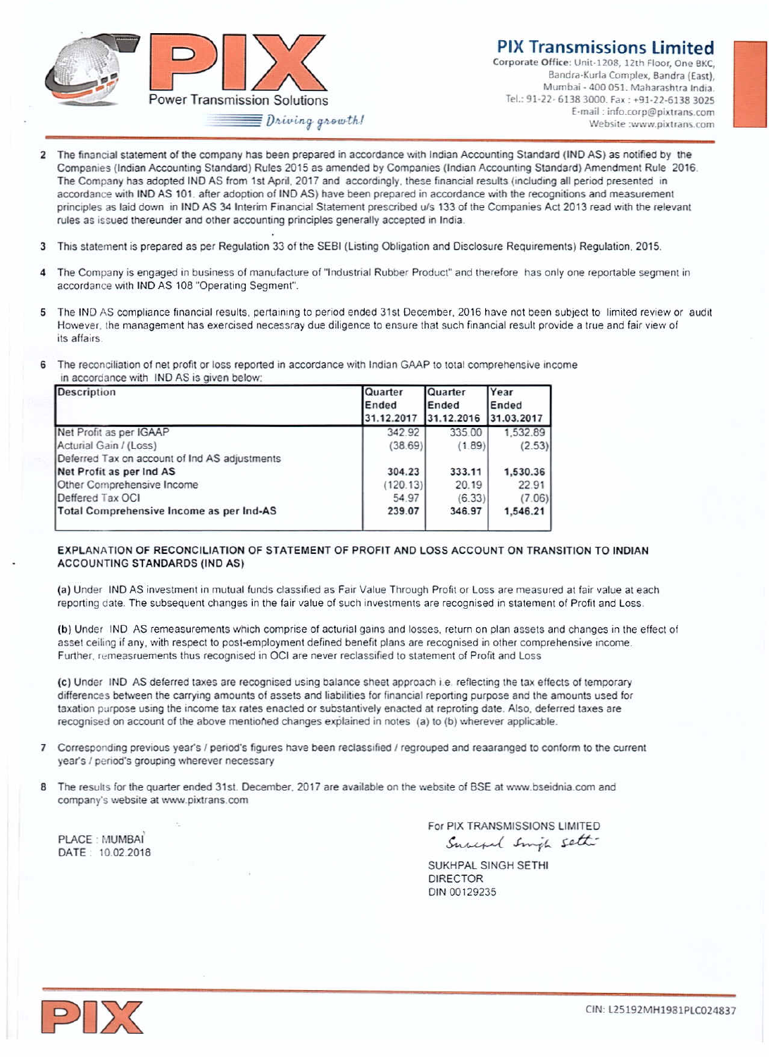2 The financial statement of the company has been prepared in accordance with Indian Accounting Standard (IND AS) as notified by the Companies (Indian Accounting Standard) Rules 2015 as amended by Companies (Indian Accounting Standard) Amendment Rule 2016. The Company has adopted IND AS from 1st April, 2017 and accordingly, these financial results (including all period presented in accordance with IND AS 101. after adoption of IND AS) have been prepared in accordance with the recognitions and measurement principles as laid down in IND AS 34 Interim Financial Statement prescribed u/s 133 of the Companies Act 2013 read with the relevant rules as issued thereunder and other accounting principles generally accepted in India.

3 This statement is prepared as per Regulation 33 of the SEBI (Listing Obligation and Disclosure Requirements) Regulation, 2015.

4 The Company is engaged in business of manufacture of "Industrial Rubber Product" and therefore has only one reportable segment in accordance with IND AS 108 "Operating Segment".

5 The IND AS compliance financial results, pertaining to period ended 31st December, 2016 have not been subject to limited review or audit However, the management has exercised necessray due diligence to ensure that such financial result provide a true and fair view of its affairs.

6 The reconciliation of net profit or loss reported in accordance with Indian GAAP to total comprehensive income in accordance with IND AS is given below:

| Description | Quarter Ended 31.12.2017 | Quarter Ended 31.12.2016 | Year Ended 31.03.2017 |
|---|---|---|---|
| Net Profit as per IGAAP | 342.92 | 335.00 | 1,532.89 |
| Acturial Gain / (Loss) | (38.69) | (1.89) | (2.53) |
| Deferred Tax on account of Ind AS adjustments | | | |
| **Net Profit as per Ind AS** | **304.23** | **333.11** | **1,530.36** |
| Other Comprehensive Income | (120.13) | 20.19 | 22.91 |
| Deffered Tax OCI | 54.97 | (6.33) | (7.06) |
| **Total Comprehensive Income as per Ind-AS** | **239.07** | **346.97** | **1,546.21** |

**EXPLANATION OF RECONCILIATION OF STATEMENT OF PROFIT AND LOSS ACCOUNT ON TRANSITION TO INDIAN ACCOUNTING STANDARDS (IND AS)**

(a) Under IND AS investment in mutual funds classified as Fair Value Through Profit or Loss are measured at fair value at each reporting date. The subsequent changes in the fair value of such investments are recognised in statement of Profit and Loss.

(b) Under IND AS remeasurements which comprise of acturial gains and losses, return on plan assets and changes in the effect of asset ceiling if any, with respect to post-employment defined benefit plans are recognised in other comprehensive income. Further, remeasruements thus recognised in OCI are never reclassified to statement of Profit and Loss

(c) Under IND AS deferred taxes are recognised using balance sheet approach i.e. reflecting the tax effects of temporary differences between the carrying amounts of assets and liabilities for financial reporting purpose and the amounts used for taxation purpose using the income tax rates enacted or substantively enacted at reproting date. Also, deferred taxes are recognised on account of the above mentioned changes explained in notes (a) to (b) wherever applicable.

7 Corresponding previous year's / period's figures have been reclassified / regrouped and reaaranged to conform to the current year's / period's grouping wherever necessary

8 The results for the quarter ended 31st. December, 2017 are available on the website of BSE at www.bseidnia.com and company's website at www.pixtrans.com

PLACE : MUMBAI
DATE : 10.02.2018

For PIX TRANSMISSIONS LIMITED

SUKHPAL SINGH SETHI
DIRECTOR
DIN 00129235